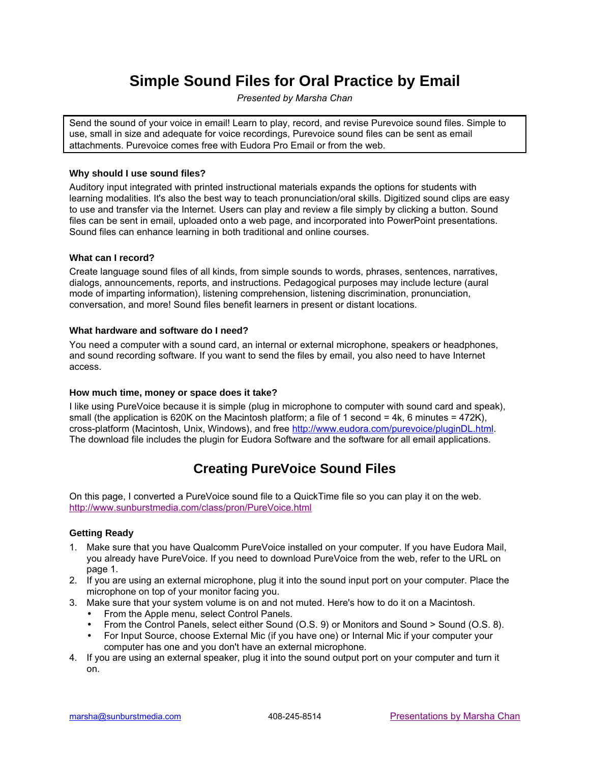# Simple Sound Files for Oral Practice by Email

*Presented by Marsha Chan*

Send the sound of your voice in email! Learn to play, record, and revise Purevoice sound files. Simple to use, small in size and adequate for voice recordings, Purevoice sound files can be sent as email attachments. Purevoice comes free with Eudora Pro Email or from the web.

### Why should I use sound files?

Auditory input integrated with printed instructional materials expands the options for students with learning modalities. It's also the best way to teach pronunciation/oral skills. Digitized sound clips are easy to use and transfer via the Internet. Users can play and review a file simply by clicking a button. Sound files can be sent in email, uploaded onto a web page, and incorporated into PowerPoint presentations. Sound files can enhance learning in both traditional and online courses.

### What can I record?

Create language sound files of all kinds, from simple sounds to words, phrases, sentences, narratives, dialogs, announcements, reports, and instructions. Pedagogical purposes may include lecture (aural mode of imparting information), listening comprehension, listening discrimination, pronunciation, conversation, and more! Sound files benefit learners in present or distant locations.

### What hardware and software do I need?

You need a computer with a sound card, an internal or external microphone, speakers or headphones, and sound recording software. If you want to send the files by email, you also need to have Internet access.

### How much time, money or space does it take?

I like using PureVoice because it is simple (plug in microphone to computer with sound card and speak), small (the application is 620K on the Macintosh platform; a file of 1 second = 4k, 6 minutes = 472K), cross-platform (Macintosh, Unix, Windows), and free http://www.eudora.com/purevoice/pluginDL.html. The download file includes the plugin for Eudora Software and the software for all email applications.

## Creating PureVoice Sound Files

On this page, I converted a PureVoice sound file to a QuickTime file so you can play it on the web. http://www.sunburstmedia.com/class/pron/PureVoice.html

### Getting Ready

1. Make sure that you have Qualcomm PureVoice installed on your computer. If you have Eudora Mail, you already have PureVoice. If you need to download PureVoice from the web, refer to the URL on page 1.
2. If you are using an external microphone, plug it into the sound input port on your computer. Place the microphone on top of your monitor facing you.
3. Make sure that your system volume is on and not muted. Here's how to do it on a Macintosh.
   - From the Apple menu, select Control Panels.
   - From the Control Panels, select either Sound (O.S. 9) or Monitors and Sound > Sound (O.S. 8).
   - For Input Source, choose External Mic (if you have one) or Internal Mic if your computer your computer has one and you don't have an external microphone.
4. If you are using an external speaker, plug it into the sound output port on your computer and turn it on.

marsha@sunburstmedia.com 408-245-8514 Presentations by Marsha Chan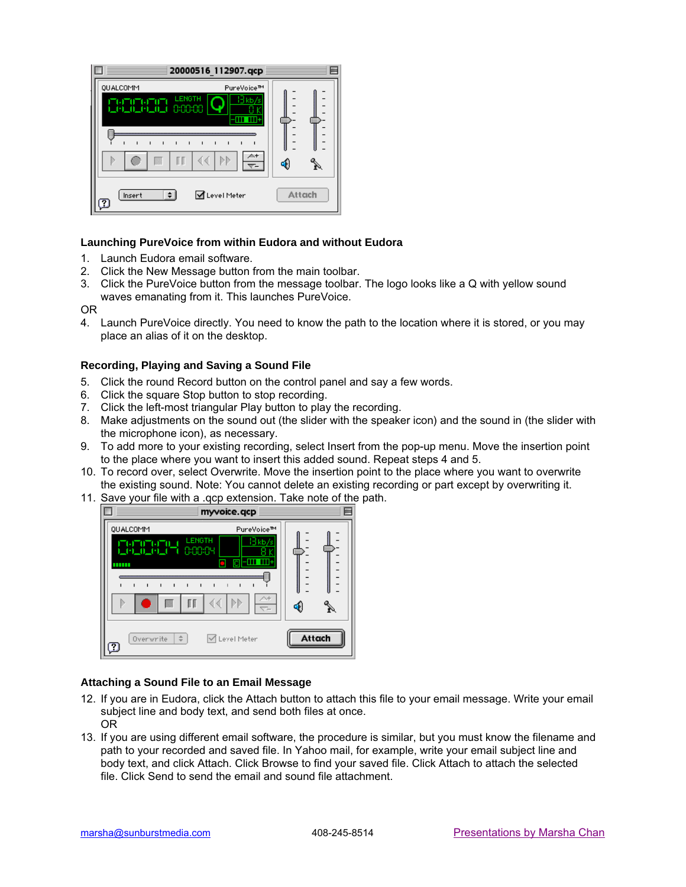### Launching PureVoice from within Eudora and without Eudora

1. Launch Eudora email software.
2. Click the New Message button from the main toolbar.
3. Click the PureVoice button from the message toolbar. The logo looks like a Q with yellow sound waves emanating from it. This launches PureVoice.

OR

4. Launch PureVoice directly. You need to know the path to the location where it is stored, or you may place an alias of it on the desktop.

### Recording, Playing and Saving a Sound File

5. Click the round Record button on the control panel and say a few words.
6. Click the square Stop button to stop recording.
7. Click the left-most triangular Play button to play the recording.
8. Make adjustments on the sound out (the slider with the speaker icon) and the sound in (the slider with the microphone icon), as necessary.
9. To add more to your existing recording, select Insert from the pop-up menu. Move the insertion point to the place where you want to insert this added sound. Repeat steps 4 and 5.
10. To record over, select Overwrite. Move the insertion point to the place where you want to overwrite the existing sound. Note: You cannot delete an existing recording or part except by overwriting it.
11. Save your file with a .qcp extension. Take note of the path.

### Attaching a Sound File to an Email Message

12. If you are in Eudora, click the Attach button to attach this file to your email message. Write your email subject line and body text, and send both files at once.
    OR
13. If you are using different email software, the procedure is similar, but you must know the filename and path to your recorded and saved file. In Yahoo mail, for example, write your email subject line and body text, and click Attach. Click Browse to find your saved file. Click Attach to attach the selected file. Click Send to send the email and sound file attachment.

marsha@sunburstmedia.com 408-245-8514 Presentations by Marsha Chan